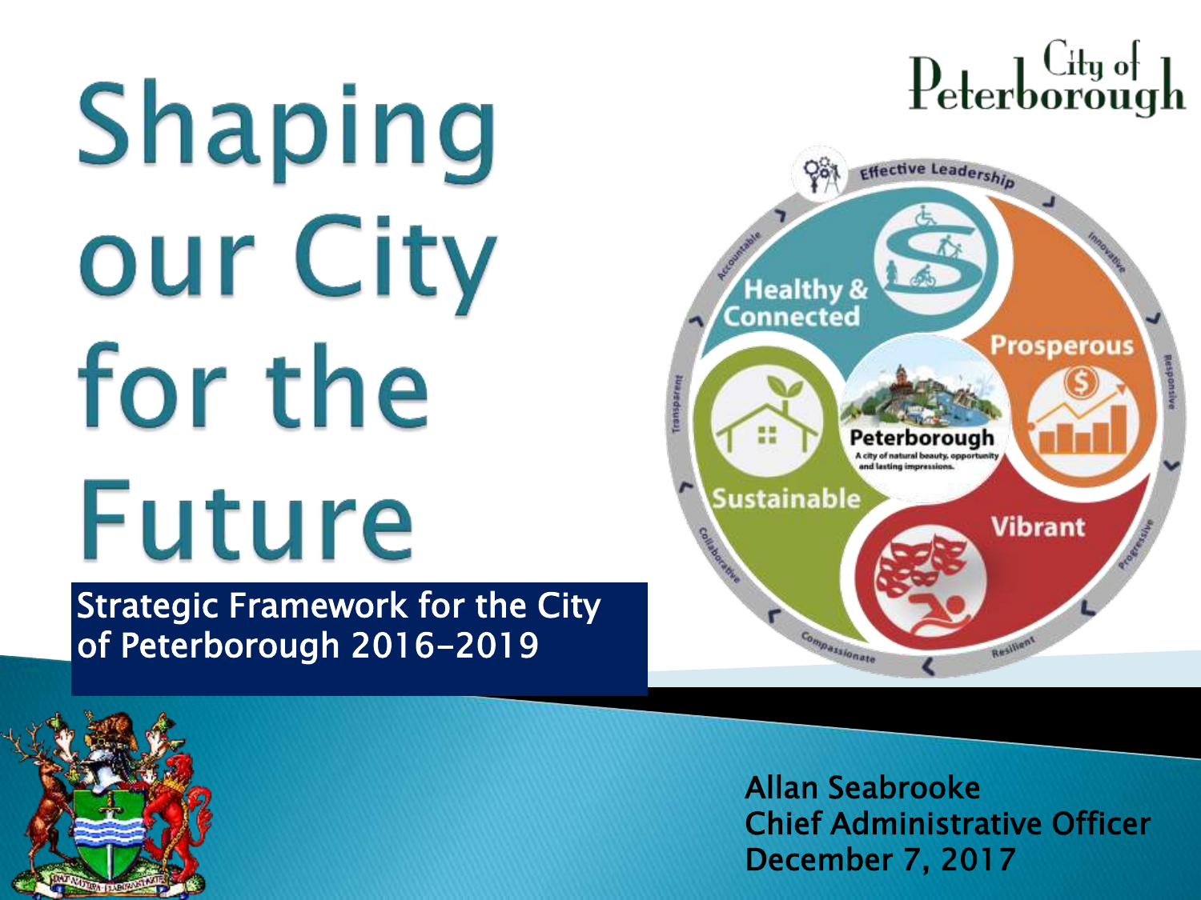# Shaping our City for the Future

Strategic Framework for the City of Peterborough 2016-2019

Allan Seabrooke
Chief Administrative Officer
December 7, 2017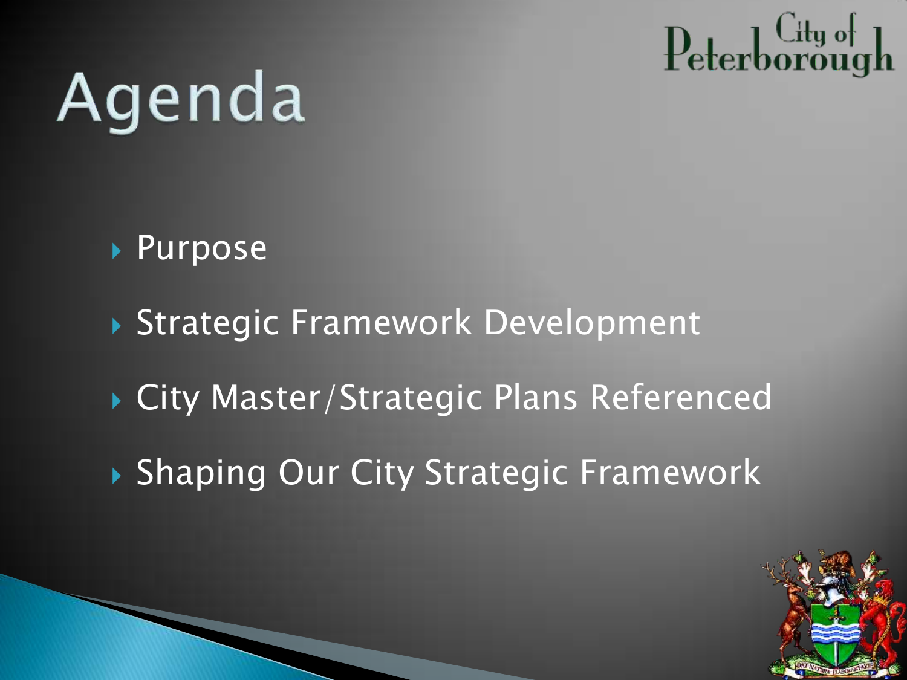# Agenda

- Purpose
- Strategic Framework Development
- City Master/Strategic Plans Referenced
- Shaping Our City Strategic Framework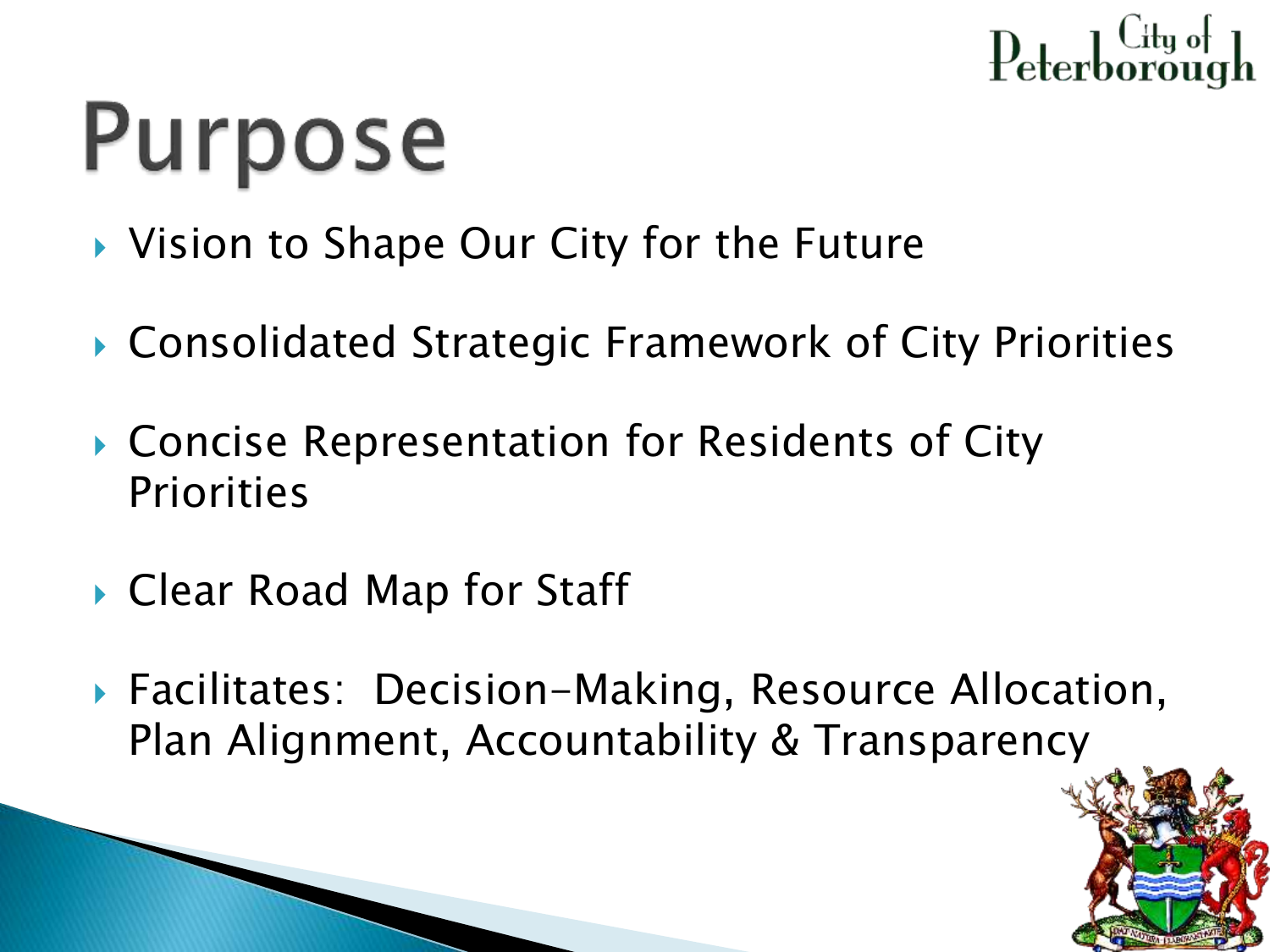# Purpose

- Vision to Shape Our City for the Future
- Consolidated Strategic Framework of City Priorities
- Concise Representation for Residents of City Priorities
- Clear Road Map for Staff
- Facilitates: Decision-Making, Resource Allocation, Plan Alignment, Accountability & Transparency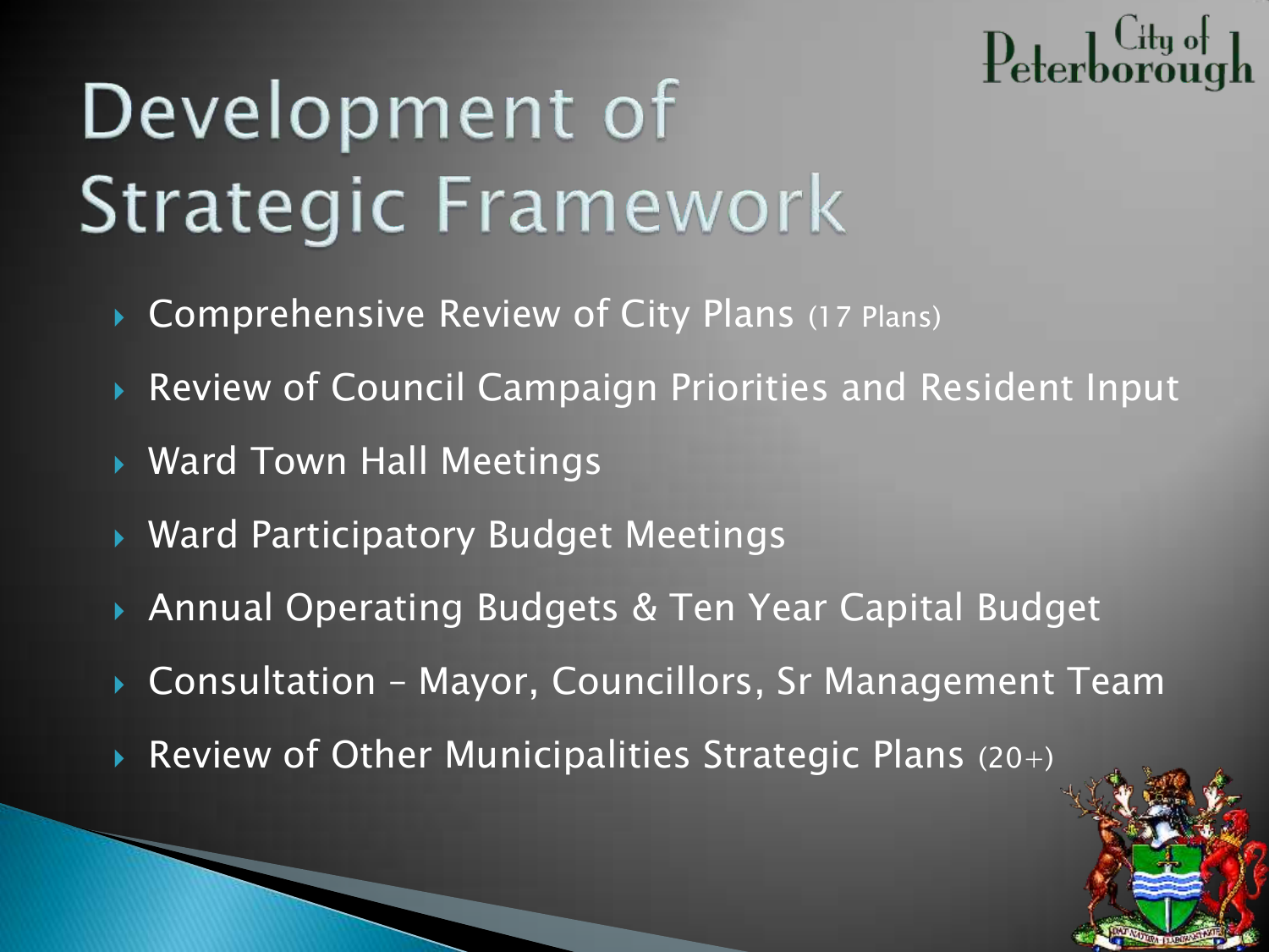City of Peterborough

# Development of Strategic Framework

- Comprehensive Review of City Plans (17 Plans)
- Review of Council Campaign Priorities and Resident Input
- Ward Town Hall Meetings
- Ward Participatory Budget Meetings
- Annual Operating Budgets & Ten Year Capital Budget
- Consultation – Mayor, Councillors, Sr Management Team
- Review of Other Municipalities Strategic Plans (20+)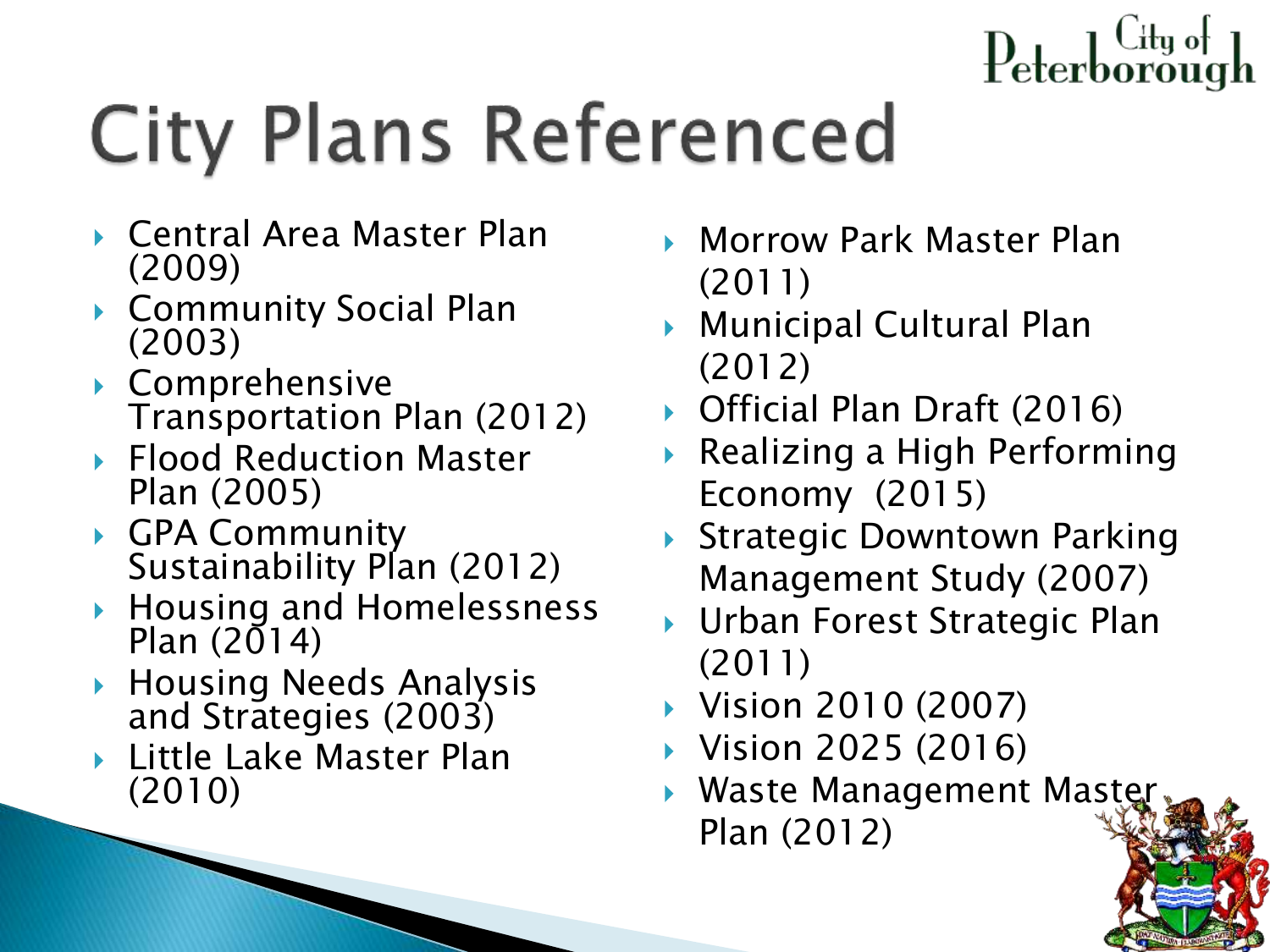# City Plans Referenced

- Central Area Master Plan (2009)
- Community Social Plan (2003)
- Comprehensive Transportation Plan (2012)
- Flood Reduction Master Plan (2005)
- GPA Community Sustainability Plan (2012)
- Housing and Homelessness Plan (2014)
- Housing Needs Analysis and Strategies (2003)
- Little Lake Master Plan (2010)
- Morrow Park Master Plan (2011)
- Municipal Cultural Plan (2012)
- Official Plan Draft (2016)
- Realizing a High Performing Economy (2015)
- Strategic Downtown Parking Management Study (2007)
- Urban Forest Strategic Plan (2011)
- Vision 2010 (2007)
- Vision 2025 (2016)
- Waste Management Master Plan (2012)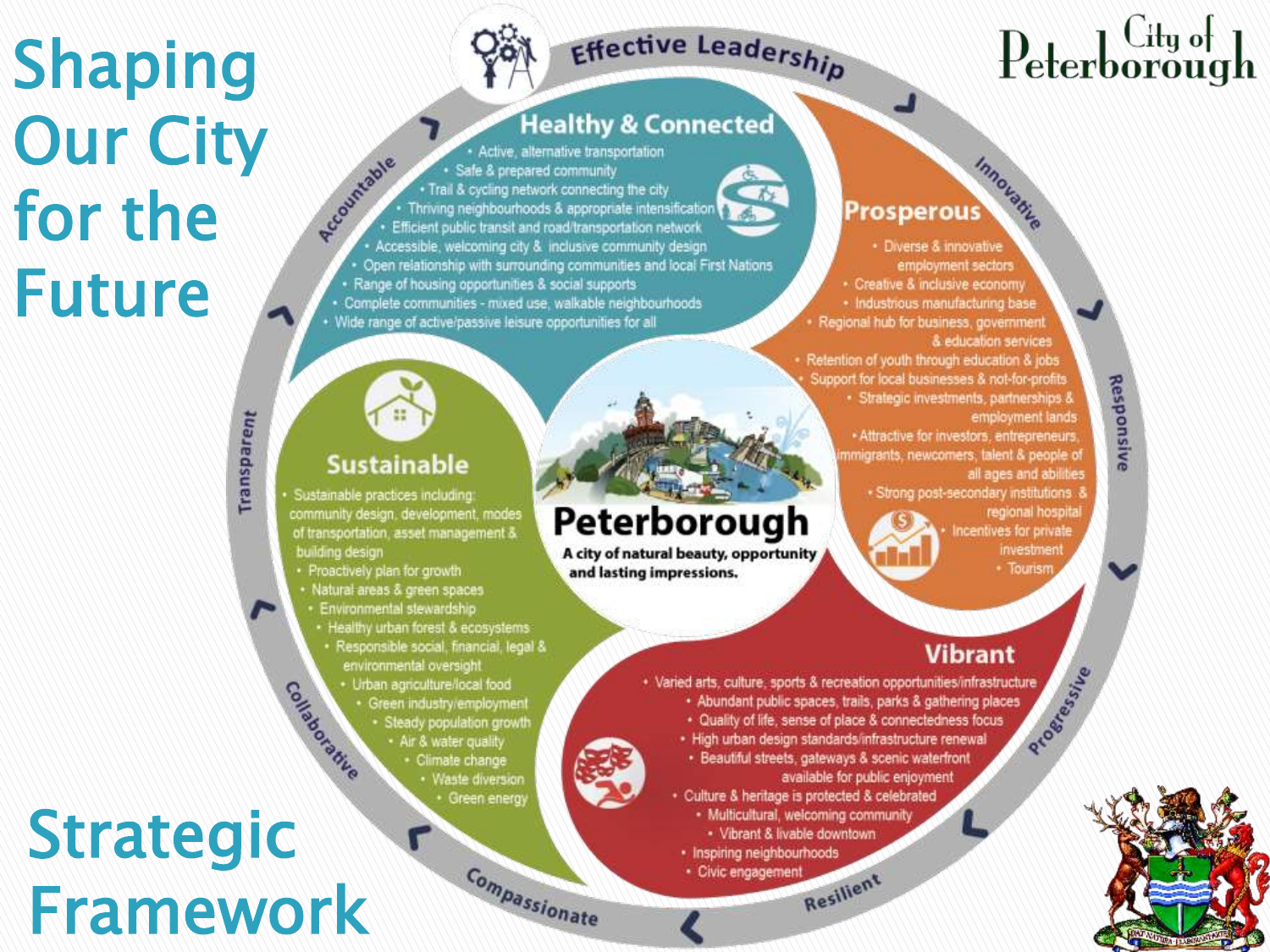# Shaping Our City for the Future

# Strategic Framework

City of Peterborough

**Effective Leadership**

Accountable · Innovative · Responsive · Progressive · Resilient · Compassionate · Collaborative · Transparent

## Healthy & Connected

- Active, alternative transportation
- Safe & prepared community
- Trail & cycling network connecting the city
- Thriving neighbourhoods & appropriate intensification
- Efficient public transit and road/transportation network
- Accessible, welcoming city & inclusive community design
- Open relationship with surrounding communities and local First Nations
- Range of housing opportunities & social supports
- Complete communities - mixed use, walkable neighbourhoods
- Wide range of active/passive leisure opportunities for all

## Prosperous

- Diverse & innovative employment sectors
- Creative & inclusive economy
- Industrious manufacturing base
- Regional hub for business, government & education services
- Retention of youth through education & jobs
- Support for local businesses & not-for-profits
- Strategic investments, partnerships & employment lands
- Attractive for investors, entrepreneurs, immigrants, newcomers, talent & people of all ages and abilities
- Strong post-secondary institutions & regional hospital
- Incentives for private investment
- Tourism

## Sustainable

- Sustainable practices including: community design, development, modes of transportation, asset management & building design
- Proactively plan for growth
- Natural areas & green spaces
- Environmental stewardship
- Healthy urban forest & ecosystems
- Responsible social, financial, legal & environmental oversight
- Urban agriculture/local food
- Green industry/employment
- Steady population growth
- Air & water quality
- Climate change
- Waste diversion
- Green energy

## Peterborough

**A city of natural beauty, opportunity and lasting impressions.**

## Vibrant

- Varied arts, culture, sports & recreation opportunities/infrastructure
- Abundant public spaces, trails, parks & gathering places
- Quality of life, sense of place & connectedness focus
- High urban design standards/infrastructure renewal
- Beautiful streets, gateways & scenic waterfront available for public enjoyment
- Culture & heritage is protected & celebrated
- Multicultural, welcoming community
- Vibrant & livable downtown
- Inspiring neighbourhoods
- Civic engagement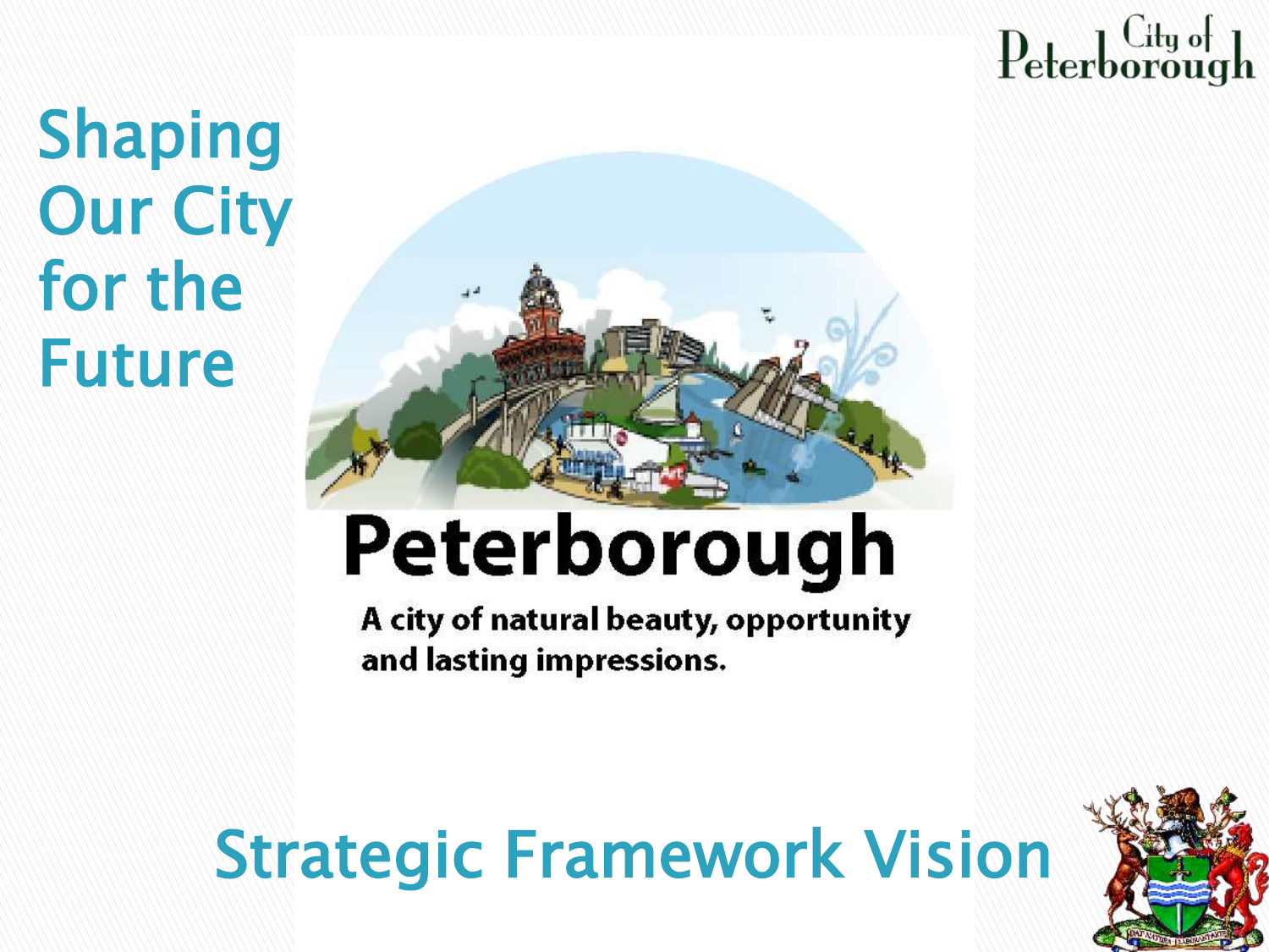# Shaping Our City for the Future

City of Peterborough

**Peterborough**

**A city of natural beauty, opportunity and lasting impressions.**

## Strategic Framework Vision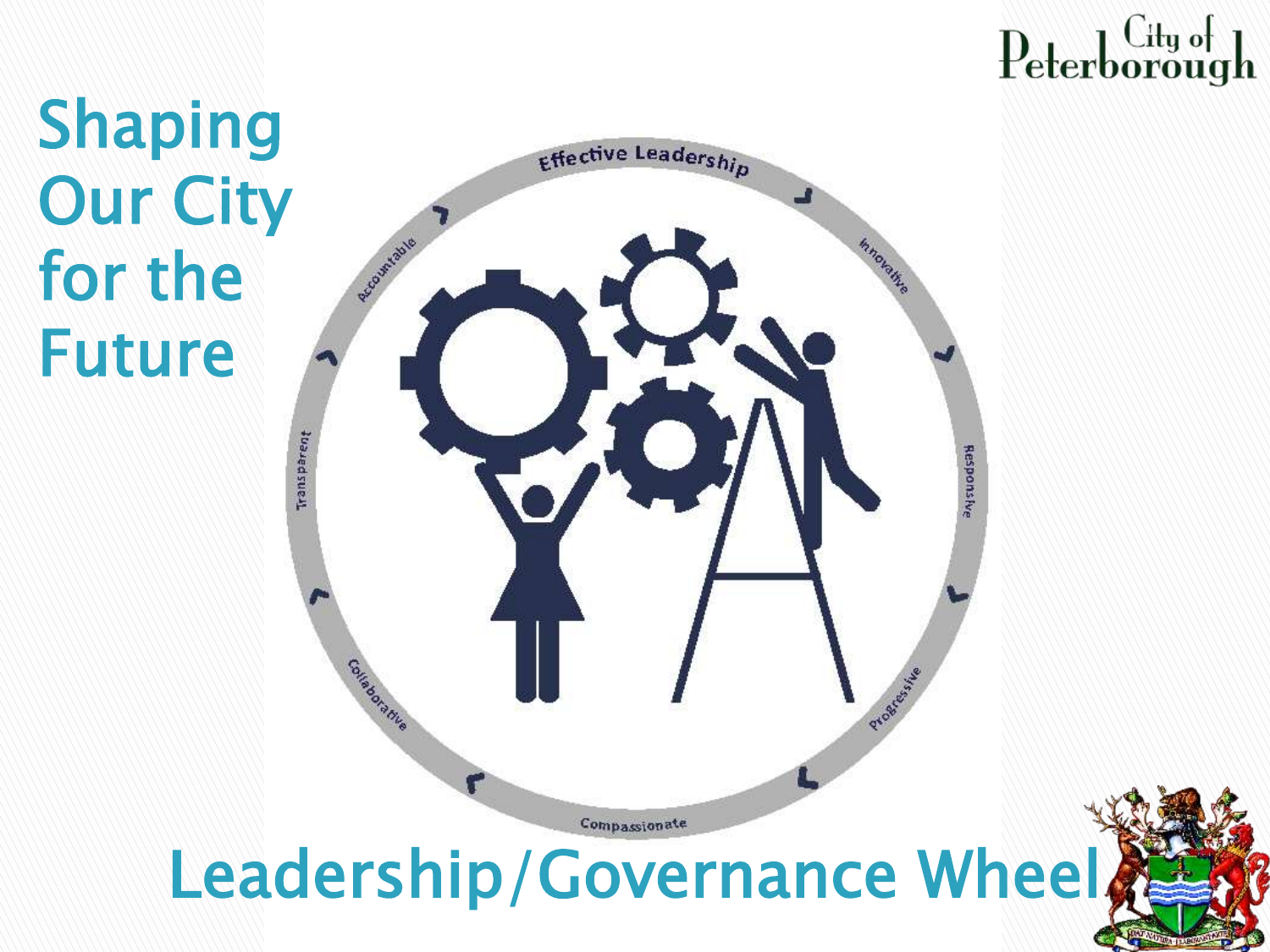City of Peterborough

# Shaping Our City for the Future

Effective Leadership

Innovative

Responsive

Progressive

Compassionate

Collaborative

Transparent

Accountable

## Leadership/Governance Wheel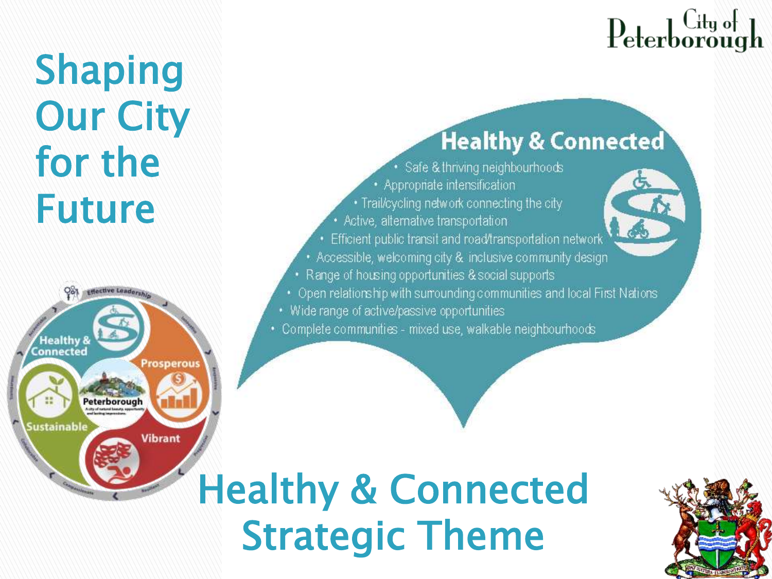# Shaping Our City for the Future

## Healthy & Connected

- Safe & thriving neighbourhoods
- Appropriate intensification
- Trail/cycling network connecting the city
- Active, alternative transportation
- Efficient public transit and road/transportation network
- Accessible, welcoming city & inclusive community design
- Range of housing opportunities & social supports
- Open relationship with surrounding communities and local First Nations
- Wide range of active/passive opportunities
- Complete communities - mixed use, walkable neighbourhoods

# Healthy & Connected Strategic Theme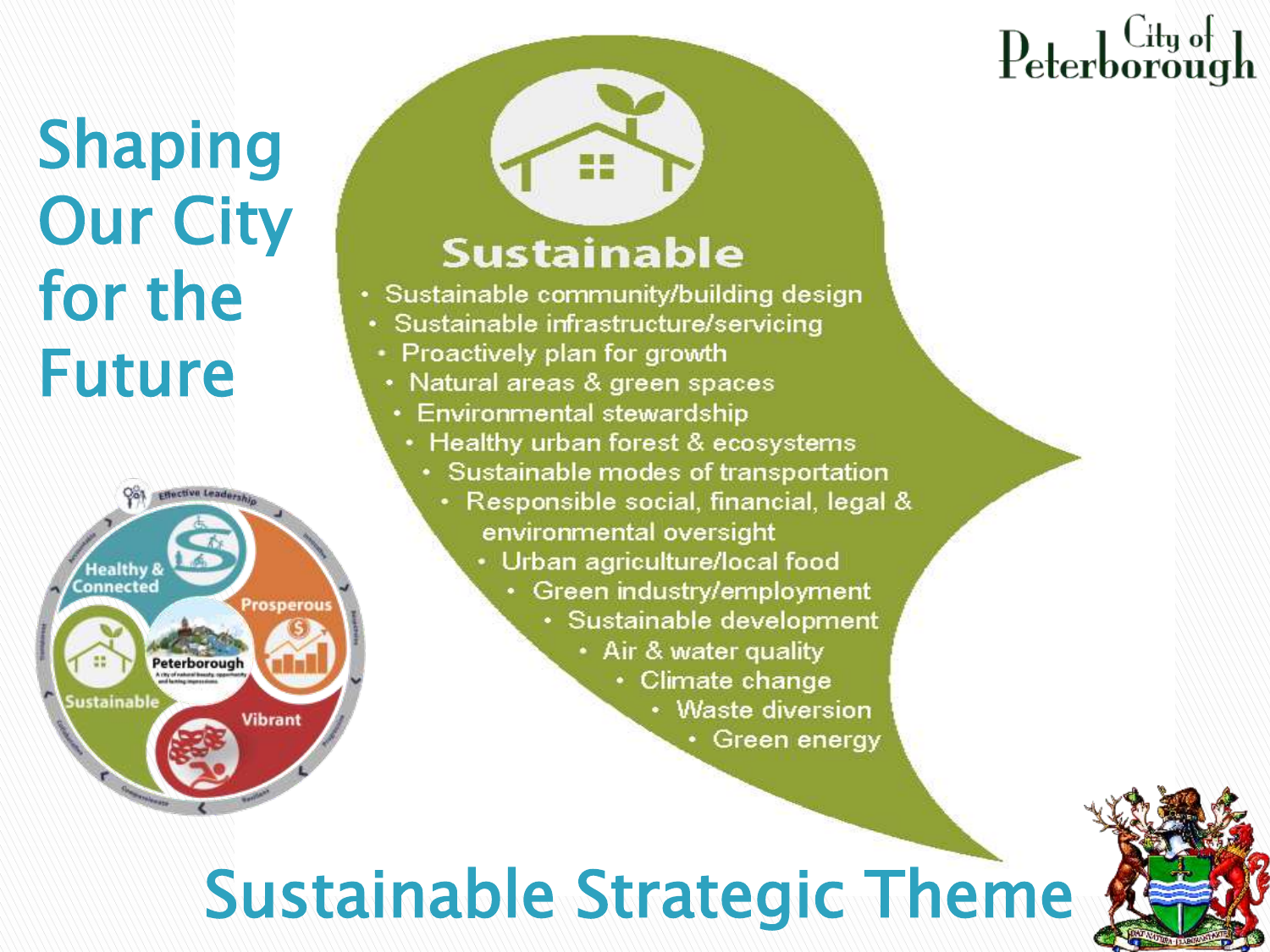# Shaping Our City for the Future

## Sustainable

- Sustainable community/building design
- Sustainable infrastructure/servicing
- Proactively plan for growth
- Natural areas & green spaces
- Environmental stewardship
- Healthy urban forest & ecosystems
- Sustainable modes of transportation
- Responsible social, financial, legal & environmental oversight
- Urban agriculture/local food
- Green industry/employment
- Sustainable development
- Air & water quality
- Climate change
- Waste diversion
- Green energy

# Sustainable Strategic Theme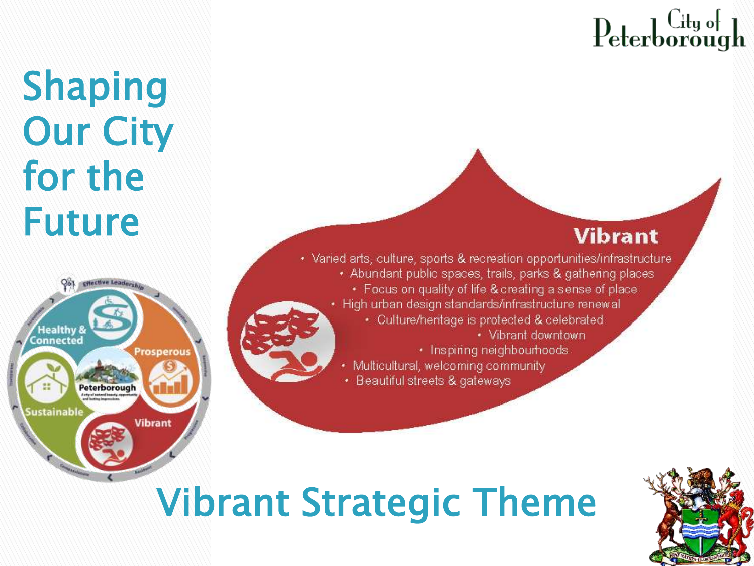# Shaping Our City for the Future

## Vibrant

- Varied arts, culture, sports & recreation opportunities/infrastructure
- Abundant public spaces, trails, parks & gathering places
- Focus on quality of life & creating a sense of place
- High urban design standards/infrastructure renewal
- Culture/heritage is protected & celebrated
- Vibrant downtown
- Inspiring neighbourhoods
- Multicultural, welcoming community
- Beautiful streets & gateways

# Vibrant Strategic Theme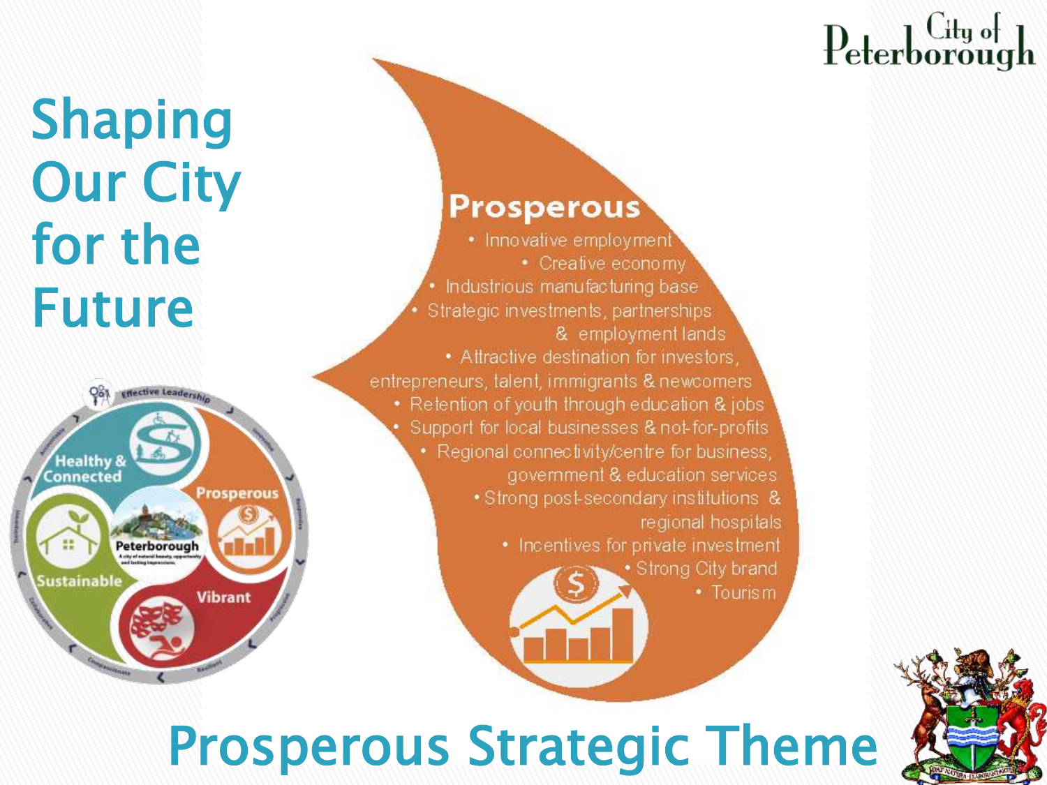# Shaping Our City for the Future

## Prosperous

- Innovative employment
- Creative economy
- Industrious manufacturing base
- Strategic investments, partnerships & employment lands
- Attractive destination for investors, entrepreneurs, talent, immigrants & newcomers
- Retention of youth through education & jobs
- Support for local businesses & not-for-profits
- Regional connectivity/centre for business, government & education services
- Strong post-secondary institutions & regional hospitals
- Incentives for private investment
- Strong City brand
- Tourism

# Prosperous Strategic Theme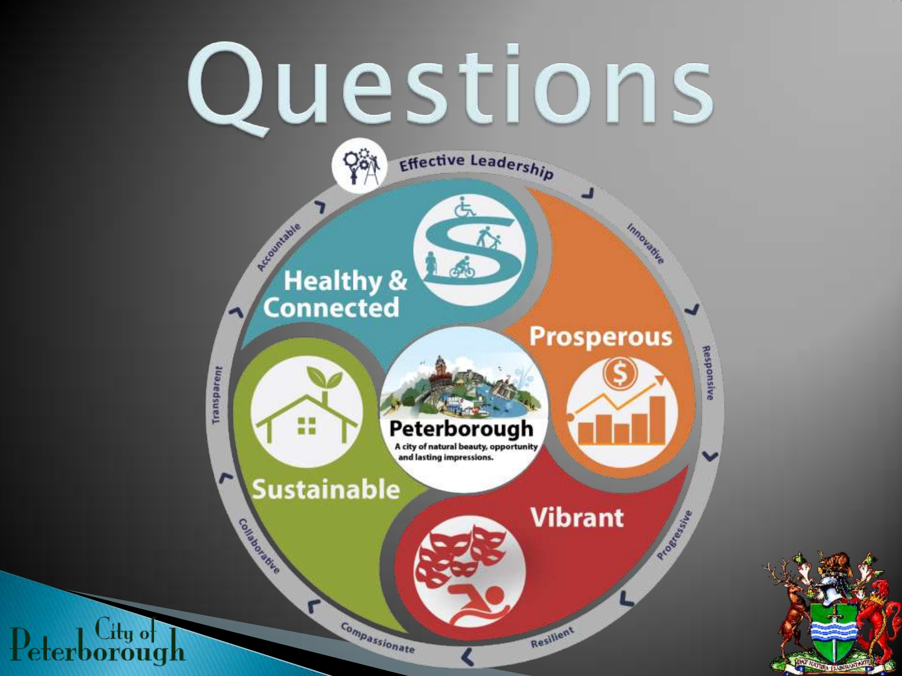# Questions

Effective Leadership

Innovative

Responsive

Progressive

Resilient

Compassionate

Collaborative

Transparent

Accountable

Healthy & Connected

Prosperous

Vibrant

Sustainable

Peterborough

A city of natural beauty, opportunity and lasting impressions.

City of Peterborough